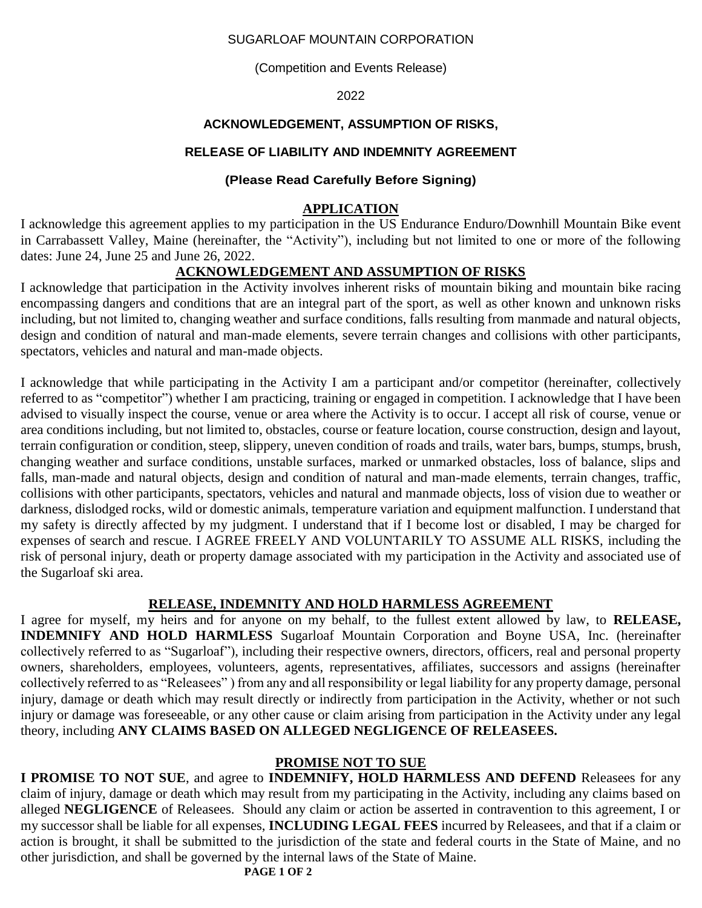SUGARLOAF MOUNTAIN CORPORATION

(Competition and Events Release)

2022

# ACKNOWLEDGEMENT, ASSUMPTION OF RISKS,

# RELEASE OF LIABILITY AND INDEMNITY AGREEMENT

**(Please Read Carefully Before Signing)**

## APPLICATION

I acknowledge this agreement applies to my participation in the US Endurance Enduro/Downhill Mountain Bike event in Carrabassett Valley, Maine (hereinafter, the "Activity"), including but not limited to one or more of the following dates: June 24, June 25 and June 26, 2022.

## ACKNOWLEDGEMENT AND ASSUMPTION OF RISKS

I acknowledge that participation in the Activity involves inherent risks of mountain biking and mountain bike racing encompassing dangers and conditions that are an integral part of the sport, as well as other known and unknown risks including, but not limited to, changing weather and surface conditions, falls resulting from manmade and natural objects, design and condition of natural and man-made elements, severe terrain changes and collisions with other participants, spectators, vehicles and natural and man-made objects.

I acknowledge that while participating in the Activity I am a participant and/or competitor (hereinafter, collectively referred to as "competitor") whether I am practicing, training or engaged in competition. I acknowledge that I have been advised to visually inspect the course, venue or area where the Activity is to occur. I accept all risk of course, venue or area conditions including, but not limited to, obstacles, course or feature location, course construction, design and layout, terrain configuration or condition, steep, slippery, uneven condition of roads and trails, water bars, bumps, stumps, brush, changing weather and surface conditions, unstable surfaces, marked or unmarked obstacles, loss of balance, slips and falls, man-made and natural objects, design and condition of natural and man-made elements, terrain changes, traffic, collisions with other participants, spectators, vehicles and natural and manmade objects, loss of vision due to weather or darkness, dislodged rocks, wild or domestic animals, temperature variation and equipment malfunction. I understand that my safety is directly affected by my judgment. I understand that if I become lost or disabled, I may be charged for expenses of search and rescue. I AGREE FREELY AND VOLUNTARILY TO ASSUME ALL RISKS, including the risk of personal injury, death or property damage associated with my participation in the Activity and associated use of the Sugarloaf ski area.

## RELEASE, INDEMNITY AND HOLD HARMLESS AGREEMENT

I agree for myself, my heirs and for anyone on my behalf, to the fullest extent allowed by law, to **RELEASE, INDEMNIFY AND HOLD HARMLESS** Sugarloaf Mountain Corporation and Boyne USA, Inc. (hereinafter collectively referred to as "Sugarloaf"), including their respective owners, directors, officers, real and personal property owners, shareholders, employees, volunteers, agents, representatives, affiliates, successors and assigns (hereinafter collectively referred to as "Releasees" ) from any and all responsibility or legal liability for any property damage, personal injury, damage or death which may result directly or indirectly from participation in the Activity, whether or not such injury or damage was foreseeable, or any other cause or claim arising from participation in the Activity under any legal theory, including **ANY CLAIMS BASED ON ALLEGED NEGLIGENCE OF RELEASEES.**

## PROMISE NOT TO SUE

**I PROMISE TO NOT SUE**, and agree to **INDEMNIFY, HOLD HARMLESS AND DEFEND** Releasees for any claim of injury, damage or death which may result from my participating in the Activity, including any claims based on alleged **NEGLIGENCE** of Releasees. Should any claim or action be asserted in contravention to this agreement, I or my successor shall be liable for all expenses, **INCLUDING LEGAL FEES** incurred by Releasees, and that if a claim or action is brought, it shall be submitted to the jurisdiction of the state and federal courts in the State of Maine, and no other jurisdiction, and shall be governed by the internal laws of the State of Maine.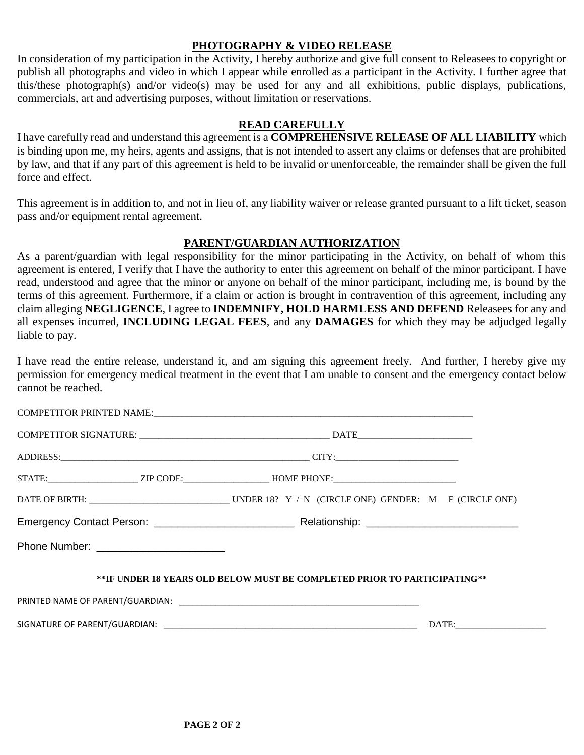## PHOTOGRAPHY & VIDEO RELEASE

In consideration of my participation in the Activity, I hereby authorize and give full consent to Releasees to copyright or publish all photographs and video in which I appear while enrolled as a participant in the Activity. I further agree that this/these photograph(s) and/or video(s) may be used for any and all exhibitions, public displays, publications, commercials, art and advertising purposes, without limitation or reservations.

## READ CAREFULLY

I have carefully read and understand this agreement is a **COMPREHENSIVE RELEASE OF ALL LIABILITY** which is binding upon me, my heirs, agents and assigns, that is not intended to assert any claims or defenses that are prohibited by law, and that if any part of this agreement is held to be invalid or unenforceable, the remainder shall be given the full force and effect.

This agreement is in addition to, and not in lieu of, any liability waiver or release granted pursuant to a lift ticket, season pass and/or equipment rental agreement.

## PARENT/GUARDIAN AUTHORIZATION

As a parent/guardian with legal responsibility for the minor participating in the Activity, on behalf of whom this agreement is entered, I verify that I have the authority to enter this agreement on behalf of the minor participant. I have read, understood and agree that the minor or anyone on behalf of the minor participant, including me, is bound by the terms of this agreement. Furthermore, if a claim or action is brought in contravention of this agreement, including any claim alleging **NEGLIGENCE**, I agree to **INDEMNIFY, HOLD HARMLESS AND DEFEND** Releasees for any and all expenses incurred, **INCLUDING LEGAL FEES**, and any **DAMAGES** for which they may be adjudged legally liable to pay.

I have read the entire release, understand it, and am signing this agreement freely. And further, I hereby give my permission for emergency medical treatment in the event that I am unable to consent and the emergency contact below cannot be reached.

COMPETITOR PRINTED NAME:______________________________________________________________________

COMPETITOR SIGNATURE: ________________________________________ DATE________________________

ADDRESS:_______________________________________________________ CITY:___________________________

STATE:____________________ ZIP CODE:___________________ HOME PHONE:___________________________

DATE OF BIRTH: ______________________________ UNDER 18? Y / N (CIRCLE ONE) GENDER: M F (CIRCLE ONE)

Emergency Contact Person: ________________________ Relationship: __________________________

Phone Number: ______________________

**\*\*IF UNDER 18 YEARS OLD BELOW MUST BE COMPLETED PRIOR TO PARTICIPATING\*\***

PRINTED NAME OF PARENT/GUARDIAN: _____________________________________________________

SIGNATURE OF PARENT/GUARDIAN: _________________________________________________________ DATE:___________________